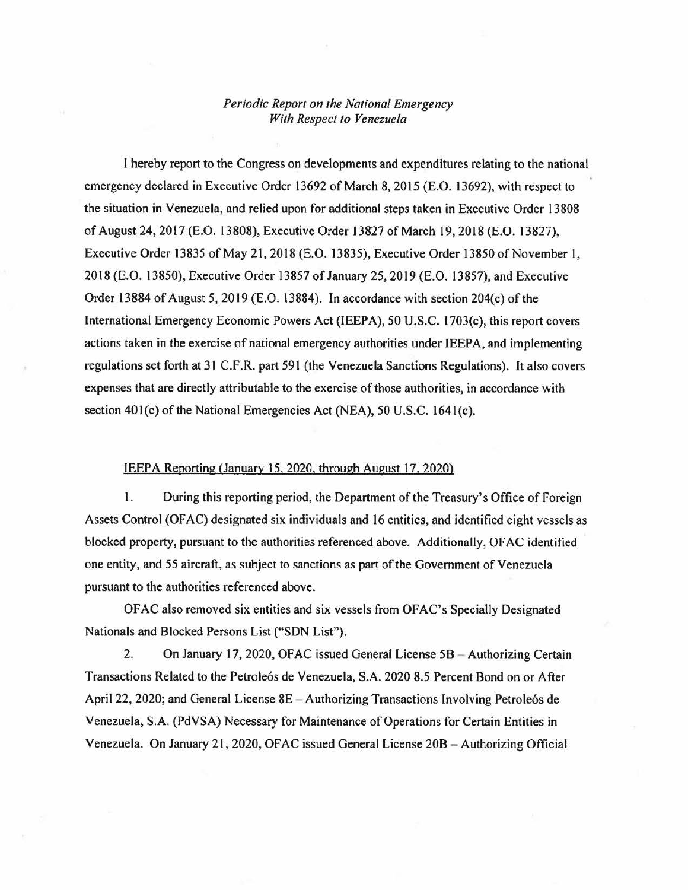*Periodic Report on the National Emergency With Respect to Venezuela*

I hereby report to the Congress on developments and expenditures relating to the national emergency declared in Executive Order 13692 of March 8, 2015 (E.O. 13692), with respect to the situation in Venezuela, and relied upon for additional steps taken in Executive Order 13808 of August 24, 2017 (E.O. 13808), Executive Order 13827 of March 19, 2018 (E.O. 13827), Executive Order 13835 of May 21, 2018 (E.O. 13835), Executive Order 13850 of November 1, 2018 (E.O. 13850), Executive Order 13857 of January 25, 2019 (E.O. 13857), and Executive Order 13884 of August 5, 2019 (E.O. 13884). In accordance with section 204(c) of the International Emergency Economic Powers Act (IEEPA), 50 U.S.C. 1703(c), this report covers actions taken in the exercise of national emergency authorities under IEEPA, and implementing regulations set forth at 31 C.F.R. part 591 (the Venezuela Sanctions Regulations). It also covers expenses that are directly attributable to the exercise of those authorities, in accordance with section 401(c) of the National Emergencies Act (NEA), 50 U.S.C. 1641(c).

IEEPA Reporting (January 15, 2020, through August 17, 2020)

1. During this reporting period, the Department of the Treasury's Office of Foreign Assets Control (OFAC) designated six individuals and 16 entities, and identified eight vessels as blocked property, pursuant to the authorities referenced above. Additionally, OFAC identified one entity, and 55 aircraft, as subject to sanctions as part of the Government of Venezuela pursuant to the authorities referenced above.

OFAC also removed six entities and six vessels from OFAC's Specially Designated Nationals and Blocked Persons List ("SDN List").

2. On January 17, 2020, OFAC issued General License 5B – Authorizing Certain Transactions Related to the Petroleós de Venezuela, S.A. 2020 8.5 Percent Bond on or After April 22, 2020; and General License 8E – Authorizing Transactions Involving Petroleós de Venezuela, S.A. (PdVSA) Necessary for Maintenance of Operations for Certain Entities in Venezuela. On January 21, 2020, OFAC issued General License 20B – Authorizing Official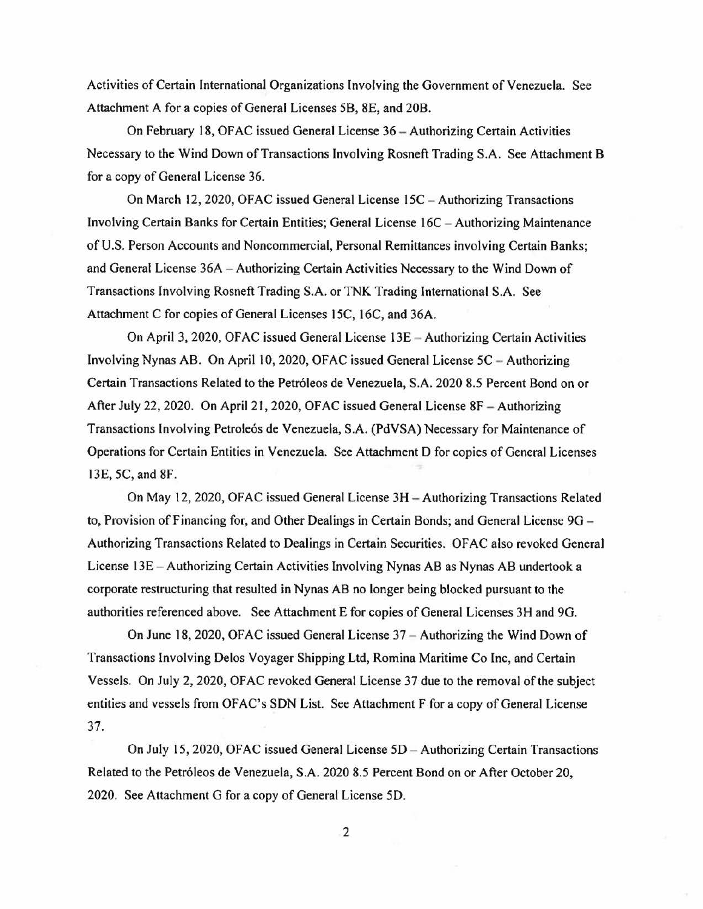Activities of Certain International Organizations Involving the Government of Venezuela. See Attachment A for a copies of General Licenses 5B, 8E, and 20B.

On February 18, OFAC issued General License 36 – Authorizing Certain Activities Necessary to the Wind Down of Transactions Involving Rosneft Trading S.A. See Attachment B for a copy of General License 36.

On March 12, 2020, OFAC issued General License 15C – Authorizing Transactions Involving Certain Banks for Certain Entities; General License 16C – Authorizing Maintenance of U.S. Person Accounts and Noncommercial, Personal Remittances involving Certain Banks; and General License 36A – Authorizing Certain Activities Necessary to the Wind Down of Transactions Involving Rosneft Trading S.A. or TNK Trading International S.A. See Attachment C for copies of General Licenses 15C, 16C, and 36A.

On April 3, 2020, OFAC issued General License 13E – Authorizing Certain Activities Involving Nynas AB. On April 10, 2020, OFAC issued General License 5C – Authorizing Certain Transactions Related to the Petróleos de Venezuela, S.A. 2020 8.5 Percent Bond on or After July 22, 2020. On April 21, 2020, OFAC issued General License 8F – Authorizing Transactions Involving Petroleós de Venezuela, S.A. (PdVSA) Necessary for Maintenance of Operations for Certain Entities in Venezuela. See Attachment D for copies of General Licenses 13E, 5C, and 8F.

On May 12, 2020, OFAC issued General License 3H – Authorizing Transactions Related to, Provision of Financing for, and Other Dealings in Certain Bonds; and General License 9G – Authorizing Transactions Related to Dealings in Certain Securities. OFAC also revoked General License 13E – Authorizing Certain Activities Involving Nynas AB as Nynas AB undertook a corporate restructuring that resulted in Nynas AB no longer being blocked pursuant to the authorities referenced above. See Attachment E for copies of General Licenses 3H and 9G.

On June 18, 2020, OFAC issued General License 37 – Authorizing the Wind Down of Transactions Involving Delos Voyager Shipping Ltd, Romina Maritime Co Inc, and Certain Vessels. On July 2, 2020, OFAC revoked General License 37 due to the removal of the subject entities and vessels from OFAC's SDN List. See Attachment F for a copy of General License 37.

On July 15, 2020, OFAC issued General License 5D – Authorizing Certain Transactions Related to the Petróleos de Venezuela, S.A. 2020 8.5 Percent Bond on or After October 20, 2020. See Attachment G for a copy of General License 5D.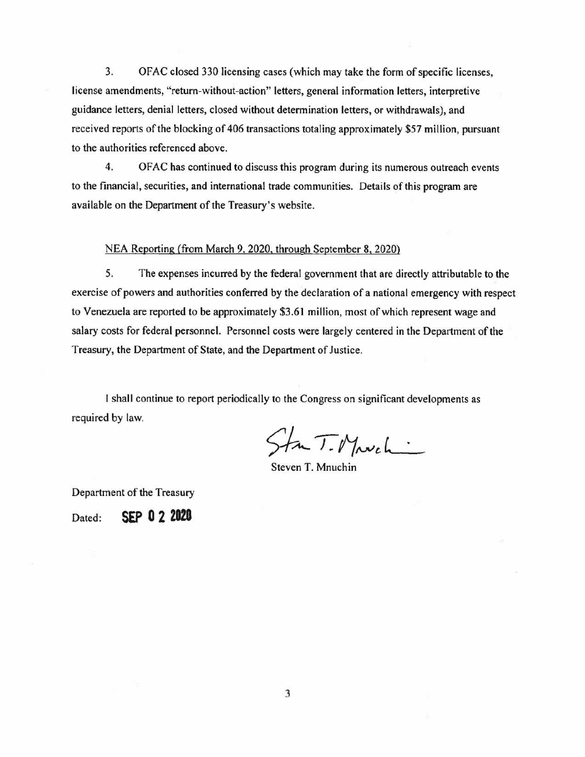3. OFAC closed 330 licensing cases (which may take the form of specific licenses, license amendments, "return-without-action" letters, general information letters, interpretive guidance letters, denial letters, closed without determination letters, or withdrawals), and received reports of the blocking of 406 transactions totaling approximately $57 million, pursuant to the authorities referenced above.

4. OFAC has continued to discuss this program during its numerous outreach events to the financial, securities, and international trade communities. Details of this program are available on the Department of the Treasury's website.

NEA Reporting (from March 9, 2020, through September 8, 2020)

5. The expenses incurred by the federal government that are directly attributable to the exercise of powers and authorities conferred by the declaration of a national emergency with respect to Venezuela are reported to be approximately $3.61 million, most of which represent wage and salary costs for federal personnel. Personnel costs were largely centered in the Department of the Treasury, the Department of State, and the Department of Justice.

I shall continue to report periodically to the Congress on significant developments as required by law.

Steven T. Mnuchin

Department of the Treasury

Dated: **SEP 02 2020**